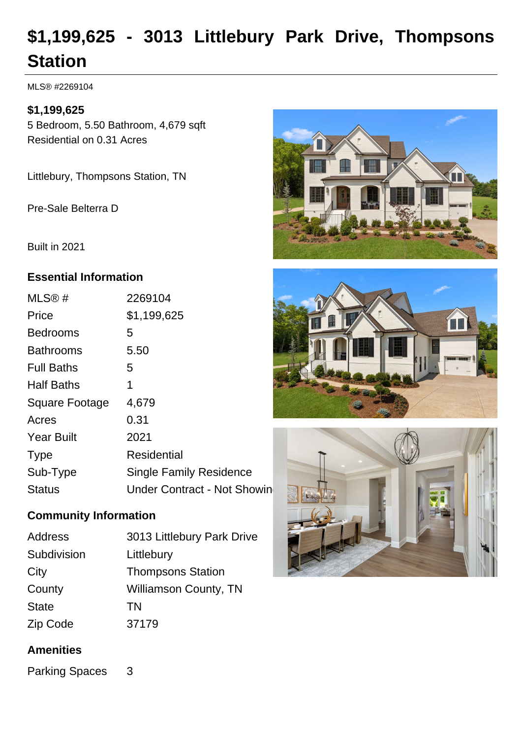# $1,199,625 - 3013 Littlebury Park Drive, Thompsons Station

MLS® #2269104

**$1,199,625**

5 Bedroom, 5.50 Bathroom, 4,679 sqft
Residential on 0.31 Acres

Littlebury, Thompsons Station, TN

Pre-Sale Belterra D

Built in 2021

## Essential Information

| | |
|---|---|
| MLS® # | 2269104 |
| Price | $1,199,625 |
| Bedrooms | 5 |
| Bathrooms | 5.50 |
| Full Baths | 5 |
| Half Baths | 1 |
| Square Footage | 4,679 |
| Acres | 0.31 |
| Year Built | 2021 |
| Type | Residential |
| Sub-Type | Single Family Residence |
| Status | Under Contract - Not Showin |

## Community Information

| | |
|---|---|
| Address | 3013 Littlebury Park Drive |
| Subdivision | Littlebury |
| City | Thompsons Station |
| County | Williamson County, TN |
| State | TN |
| Zip Code | 37179 |

## Amenities

| | |
|---|---|
| Parking Spaces | 3 |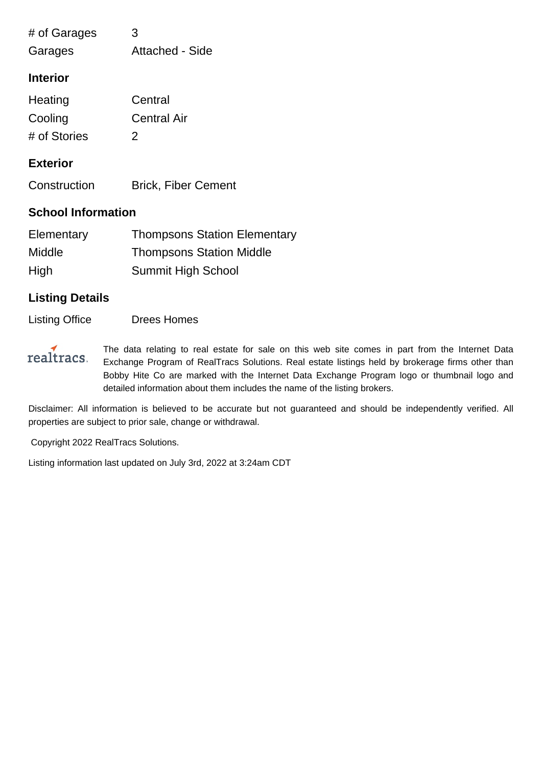| | |
|---|---|
| # of Garages | 3 |
| Garages | Attached - Side |

### Interior

| | |
|---|---|
| Heating | Central |
| Cooling | Central Air |
| # of Stories | 2 |

### Exterior

| | |
|---|---|
| Construction | Brick, Fiber Cement |

### School Information

| | |
|---|---|
| Elementary | Thompsons Station Elementary |
| Middle | Thompsons Station Middle |
| High | Summit High School |

### Listing Details

| | |
|---|---|
| Listing Office | Drees Homes |

realtracs.

The data relating to real estate for sale on this web site comes in part from the Internet Data Exchange Program of RealTracs Solutions. Real estate listings held by brokerage firms other than Bobby Hite Co are marked with the Internet Data Exchange Program logo or thumbnail logo and detailed information about them includes the name of the listing brokers.

Disclaimer: All information is believed to be accurate but not guaranteed and should be independently verified. All properties are subject to prior sale, change or withdrawal.

Copyright 2022 RealTracs Solutions.

Listing information last updated on July 3rd, 2022 at 3:24am CDT